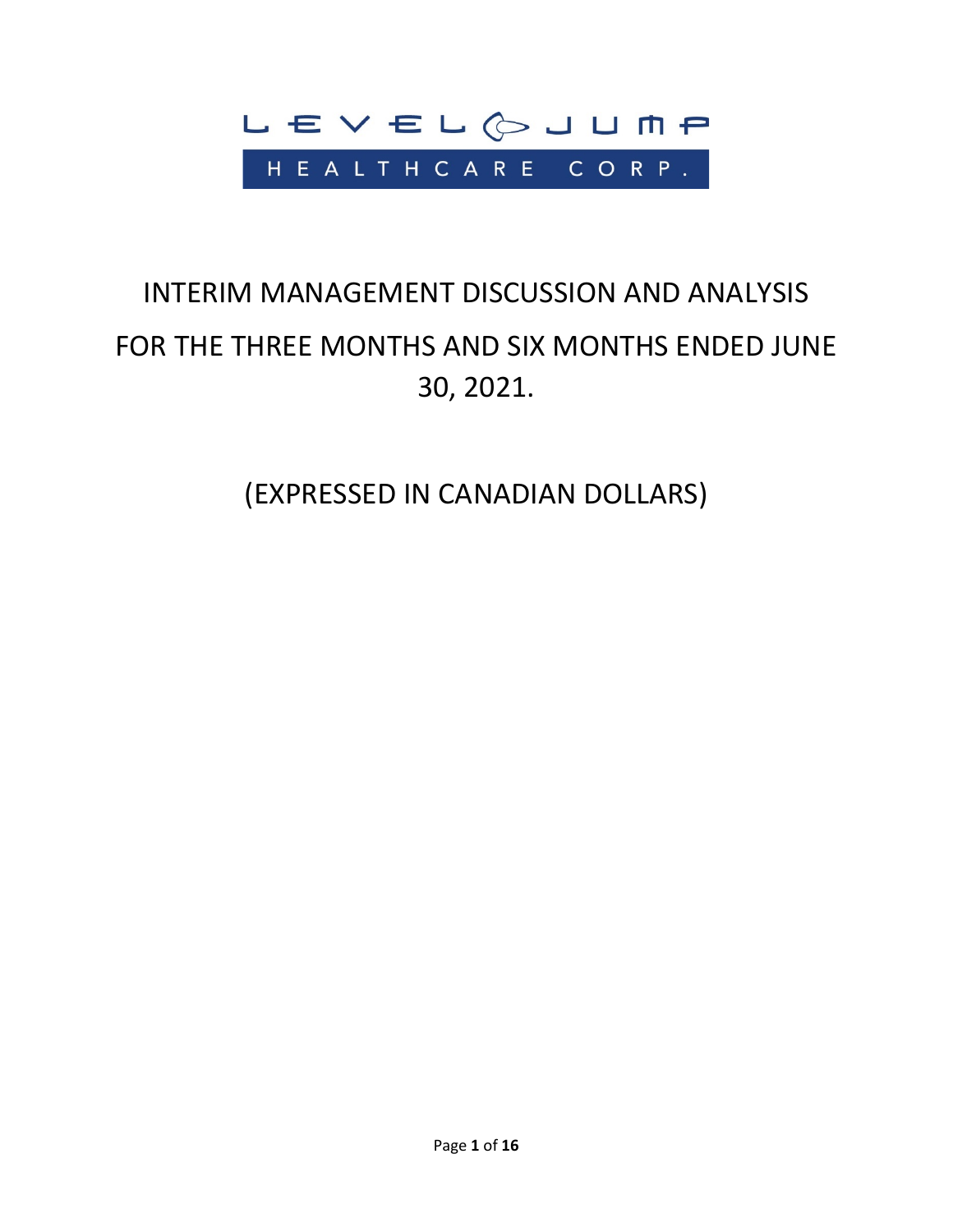LEVEL JUMP HEALTHCARE CORP.

# INTERIM MANAGEMENT DISCUSSION AND ANALYSIS FOR THE THREE MONTHS AND SIX MONTHS ENDED JUNE 30, 2021.

## (EXPRESSED IN CANADIAN DOLLARS)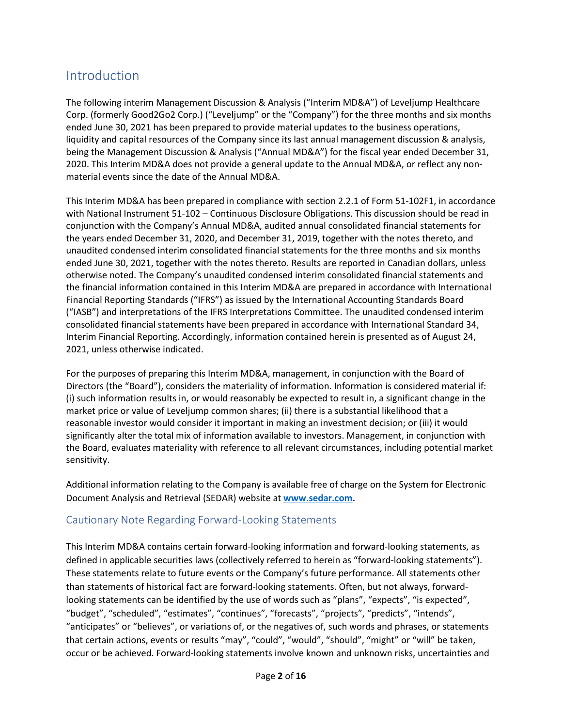# Introduction

The following interim Management Discussion & Analysis ("Interim MD&A") of Leveljump Healthcare Corp. (formerly Good2Go2 Corp.) ("Leveljump" or the "Company") for the three months and six months ended June 30, 2021 has been prepared to provide material updates to the business operations, liquidity and capital resources of the Company since its last annual management discussion & analysis, being the Management Discussion & Analysis ("Annual MD&A") for the fiscal year ended December 31, 2020. This Interim MD&A does not provide a general update to the Annual MD&A, or reflect any non-material events since the date of the Annual MD&A.

This Interim MD&A has been prepared in compliance with section 2.2.1 of Form 51-102F1, in accordance with National Instrument 51-102 – Continuous Disclosure Obligations. This discussion should be read in conjunction with the Company's Annual MD&A, audited annual consolidated financial statements for the years ended December 31, 2020, and December 31, 2019, together with the notes thereto, and unaudited condensed interim consolidated financial statements for the three months and six months ended June 30, 2021, together with the notes thereto. Results are reported in Canadian dollars, unless otherwise noted. The Company's unaudited condensed interim consolidated financial statements and the financial information contained in this Interim MD&A are prepared in accordance with International Financial Reporting Standards ("IFRS") as issued by the International Accounting Standards Board ("IASB") and interpretations of the IFRS Interpretations Committee. The unaudited condensed interim consolidated financial statements have been prepared in accordance with International Standard 34, Interim Financial Reporting. Accordingly, information contained herein is presented as of August 24, 2021, unless otherwise indicated.

For the purposes of preparing this Interim MD&A, management, in conjunction with the Board of Directors (the "Board"), considers the materiality of information. Information is considered material if: (i) such information results in, or would reasonably be expected to result in, a significant change in the market price or value of Leveljump common shares; (ii) there is a substantial likelihood that a reasonable investor would consider it important in making an investment decision; or (iii) it would significantly alter the total mix of information available to investors. Management, in conjunction with the Board, evaluates materiality with reference to all relevant circumstances, including potential market sensitivity.

Additional information relating to the Company is available free of charge on the System for Electronic Document Analysis and Retrieval (SEDAR) website at **www.sedar.com.**

## Cautionary Note Regarding Forward-Looking Statements

This Interim MD&A contains certain forward-looking information and forward-looking statements, as defined in applicable securities laws (collectively referred to herein as "forward-looking statements"). These statements relate to future events or the Company's future performance. All statements other than statements of historical fact are forward-looking statements. Often, but not always, forward-looking statements can be identified by the use of words such as "plans", "expects", "is expected", "budget", "scheduled", "estimates", "continues", "forecasts", "projects", "predicts", "intends", "anticipates" or "believes", or variations of, or the negatives of, such words and phrases, or statements that certain actions, events or results "may", "could", "would", "should", "might" or "will" be taken, occur or be achieved. Forward-looking statements involve known and unknown risks, uncertainties and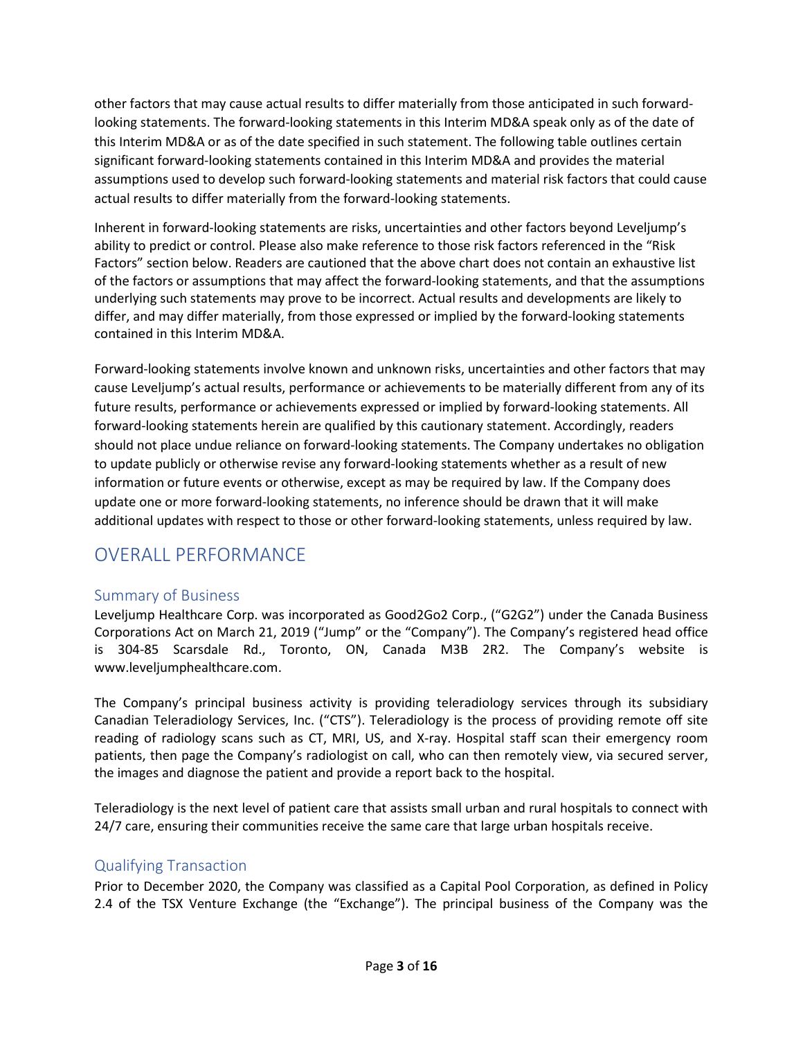other factors that may cause actual results to differ materially from those anticipated in such forward-looking statements. The forward-looking statements in this Interim MD&A speak only as of the date of this Interim MD&A or as of the date specified in such statement. The following table outlines certain significant forward-looking statements contained in this Interim MD&A and provides the material assumptions used to develop such forward-looking statements and material risk factors that could cause actual results to differ materially from the forward-looking statements.

Inherent in forward-looking statements are risks, uncertainties and other factors beyond Leveljump's ability to predict or control. Please also make reference to those risk factors referenced in the "Risk Factors" section below. Readers are cautioned that the above chart does not contain an exhaustive list of the factors or assumptions that may affect the forward-looking statements, and that the assumptions underlying such statements may prove to be incorrect. Actual results and developments are likely to differ, and may differ materially, from those expressed or implied by the forward-looking statements contained in this Interim MD&A.

Forward-looking statements involve known and unknown risks, uncertainties and other factors that may cause Leveljump's actual results, performance or achievements to be materially different from any of its future results, performance or achievements expressed or implied by forward-looking statements. All forward-looking statements herein are qualified by this cautionary statement. Accordingly, readers should not place undue reliance on forward-looking statements. The Company undertakes no obligation to update publicly or otherwise revise any forward-looking statements whether as a result of new information or future events or otherwise, except as may be required by law. If the Company does update one or more forward-looking statements, no inference should be drawn that it will make additional updates with respect to those or other forward-looking statements, unless required by law.

# OVERALL PERFORMANCE

## Summary of Business

Leveljump Healthcare Corp. was incorporated as Good2Go2 Corp., ("G2G2") under the Canada Business Corporations Act on March 21, 2019 ("Jump" or the "Company"). The Company's registered head office is 304-85 Scarsdale Rd., Toronto, ON, Canada M3B 2R2. The Company's website is www.leveljumphealthcare.com.

The Company's principal business activity is providing teleradiology services through its subsidiary Canadian Teleradiology Services, Inc. ("CTS"). Teleradiology is the process of providing remote off site reading of radiology scans such as CT, MRI, US, and X-ray. Hospital staff scan their emergency room patients, then page the Company's radiologist on call, who can then remotely view, via secured server, the images and diagnose the patient and provide a report back to the hospital.

Teleradiology is the next level of patient care that assists small urban and rural hospitals to connect with 24/7 care, ensuring their communities receive the same care that large urban hospitals receive.

## Qualifying Transaction

Prior to December 2020, the Company was classified as a Capital Pool Corporation, as defined in Policy 2.4 of the TSX Venture Exchange (the "Exchange"). The principal business of the Company was the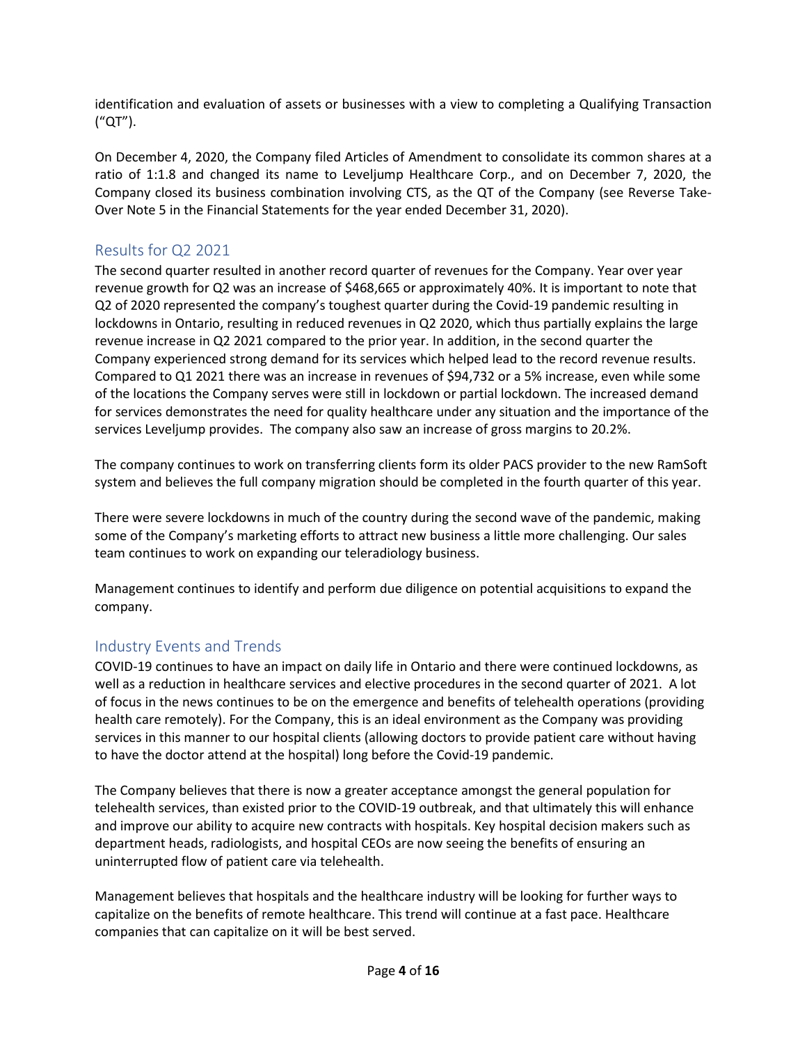identification and evaluation of assets or businesses with a view to completing a Qualifying Transaction ("QT").

On December 4, 2020, the Company filed Articles of Amendment to consolidate its common shares at a ratio of 1:1.8 and changed its name to Leveljump Healthcare Corp., and on December 7, 2020, the Company closed its business combination involving CTS, as the QT of the Company (see Reverse Take-Over Note 5 in the Financial Statements for the year ended December 31, 2020).

## Results for Q2 2021

The second quarter resulted in another record quarter of revenues for the Company. Year over year revenue growth for Q2 was an increase of $468,665 or approximately 40%. It is important to note that Q2 of 2020 represented the company's toughest quarter during the Covid-19 pandemic resulting in lockdowns in Ontario, resulting in reduced revenues in Q2 2020, which thus partially explains the large revenue increase in Q2 2021 compared to the prior year. In addition, in the second quarter the Company experienced strong demand for its services which helped lead to the record revenue results. Compared to Q1 2021 there was an increase in revenues of $94,732 or a 5% increase, even while some of the locations the Company serves were still in lockdown or partial lockdown. The increased demand for services demonstrates the need for quality healthcare under any situation and the importance of the services Leveljump provides. The company also saw an increase of gross margins to 20.2%.

The company continues to work on transferring clients form its older PACS provider to the new RamSoft system and believes the full company migration should be completed in the fourth quarter of this year.

There were severe lockdowns in much of the country during the second wave of the pandemic, making some of the Company's marketing efforts to attract new business a little more challenging. Our sales team continues to work on expanding our teleradiology business.

Management continues to identify and perform due diligence on potential acquisitions to expand the company.

## Industry Events and Trends

COVID-19 continues to have an impact on daily life in Ontario and there were continued lockdowns, as well as a reduction in healthcare services and elective procedures in the second quarter of 2021. A lot of focus in the news continues to be on the emergence and benefits of telehealth operations (providing health care remotely). For the Company, this is an ideal environment as the Company was providing services in this manner to our hospital clients (allowing doctors to provide patient care without having to have the doctor attend at the hospital) long before the Covid-19 pandemic.

The Company believes that there is now a greater acceptance amongst the general population for telehealth services, than existed prior to the COVID-19 outbreak, and that ultimately this will enhance and improve our ability to acquire new contracts with hospitals. Key hospital decision makers such as department heads, radiologists, and hospital CEOs are now seeing the benefits of ensuring an uninterrupted flow of patient care via telehealth.

Management believes that hospitals and the healthcare industry will be looking for further ways to capitalize on the benefits of remote healthcare. This trend will continue at a fast pace. Healthcare companies that can capitalize on it will be best served.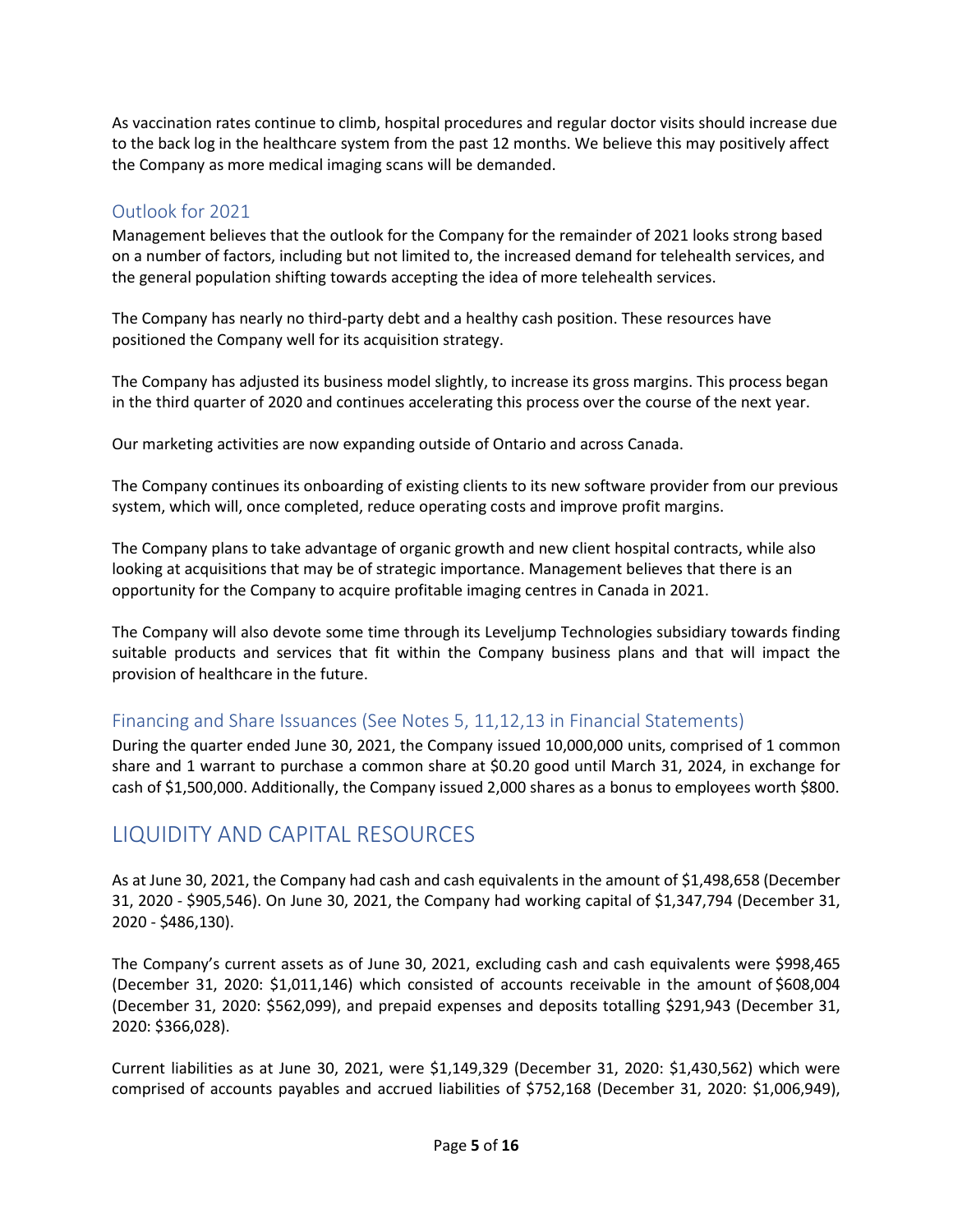As vaccination rates continue to climb, hospital procedures and regular doctor visits should increase due to the back log in the healthcare system from the past 12 months. We believe this may positively affect the Company as more medical imaging scans will be demanded.

### Outlook for 2021

Management believes that the outlook for the Company for the remainder of 2021 looks strong based on a number of factors, including but not limited to, the increased demand for telehealth services, and the general population shifting towards accepting the idea of more telehealth services.

The Company has nearly no third-party debt and a healthy cash position. These resources have positioned the Company well for its acquisition strategy.

The Company has adjusted its business model slightly, to increase its gross margins. This process began in the third quarter of 2020 and continues accelerating this process over the course of the next year.

Our marketing activities are now expanding outside of Ontario and across Canada.

The Company continues its onboarding of existing clients to its new software provider from our previous system, which will, once completed, reduce operating costs and improve profit margins.

The Company plans to take advantage of organic growth and new client hospital contracts, while also looking at acquisitions that may be of strategic importance. Management believes that there is an opportunity for the Company to acquire profitable imaging centres in Canada in 2021.

The Company will also devote some time through its Leveljump Technologies subsidiary towards finding suitable products and services that fit within the Company business plans and that will impact the provision of healthcare in the future.

### Financing and Share Issuances (See Notes 5, 11,12,13 in Financial Statements)

During the quarter ended June 30, 2021, the Company issued 10,000,000 units, comprised of 1 common share and 1 warrant to purchase a common share at $0.20 good until March 31, 2024, in exchange for cash of $1,500,000. Additionally, the Company issued 2,000 shares as a bonus to employees worth $800.

## LIQUIDITY AND CAPITAL RESOURCES

As at June 30, 2021, the Company had cash and cash equivalents in the amount of $1,498,658 (December 31, 2020 - $905,546). On June 30, 2021, the Company had working capital of $1,347,794 (December 31, 2020 - $486,130).

The Company's current assets as of June 30, 2021, excluding cash and cash equivalents were $998,465 (December 31, 2020: $1,011,146) which consisted of accounts receivable in the amount of $608,004 (December 31, 2020: $562,099), and prepaid expenses and deposits totalling $291,943 (December 31, 2020: $366,028).

Current liabilities as at June 30, 2021, were $1,149,329 (December 31, 2020: $1,430,562) which were comprised of accounts payables and accrued liabilities of $752,168 (December 31, 2020: $1,006,949),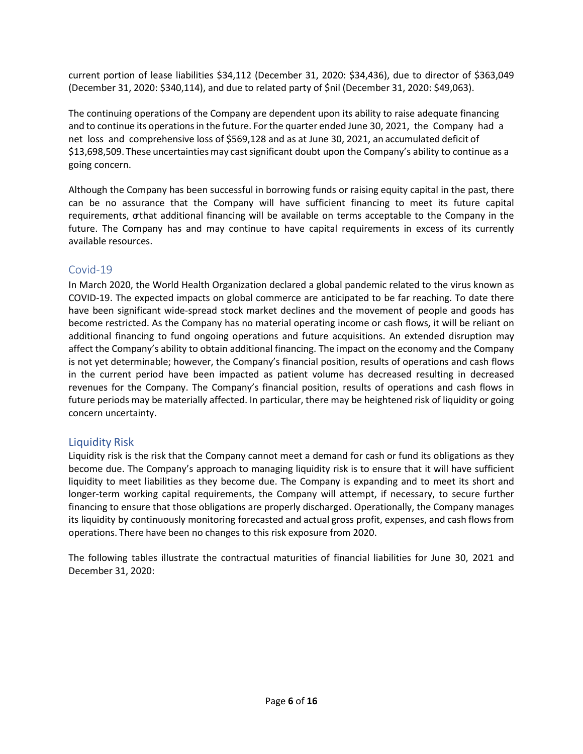current portion of lease liabilities $34,112 (December 31, 2020: $34,436), due to director of $363,049 (December 31, 2020: $340,114), and due to related party of $nil (December 31, 2020: $49,063).

The continuing operations of the Company are dependent upon its ability to raise adequate financing and to continue its operations in the future. For the quarter ended June 30, 2021, the Company had a net loss and comprehensive loss of $569,128 and as at June 30, 2021, an accumulated deficit of $13,698,509. These uncertainties may cast significant doubt upon the Company's ability to continue as a going concern.

Although the Company has been successful in borrowing funds or raising equity capital in the past, there can be no assurance that the Company will have sufficient financing to meet its future capital requirements, or that additional financing will be available on terms acceptable to the Company in the future. The Company has and may continue to have capital requirements in excess of its currently available resources.

## Covid-19

In March 2020, the World Health Organization declared a global pandemic related to the virus known as COVID-19. The expected impacts on global commerce are anticipated to be far reaching. To date there have been significant wide-spread stock market declines and the movement of people and goods has become restricted. As the Company has no material operating income or cash flows, it will be reliant on additional financing to fund ongoing operations and future acquisitions. An extended disruption may affect the Company's ability to obtain additional financing. The impact on the economy and the Company is not yet determinable; however, the Company's financial position, results of operations and cash flows in the current period have been impacted as patient volume has decreased resulting in decreased revenues for the Company. The Company's financial position, results of operations and cash flows in future periods may be materially affected. In particular, there may be heightened risk of liquidity or going concern uncertainty.

## Liquidity Risk

Liquidity risk is the risk that the Company cannot meet a demand for cash or fund its obligations as they become due. The Company's approach to managing liquidity risk is to ensure that it will have sufficient liquidity to meet liabilities as they become due. The Company is expanding and to meet its short and longer-term working capital requirements, the Company will attempt, if necessary, to secure further financing to ensure that those obligations are properly discharged. Operationally, the Company manages its liquidity by continuously monitoring forecasted and actual gross profit, expenses, and cash flows from operations. There have been no changes to this risk exposure from 2020.

The following tables illustrate the contractual maturities of financial liabilities for June 30, 2021 and December 31, 2020: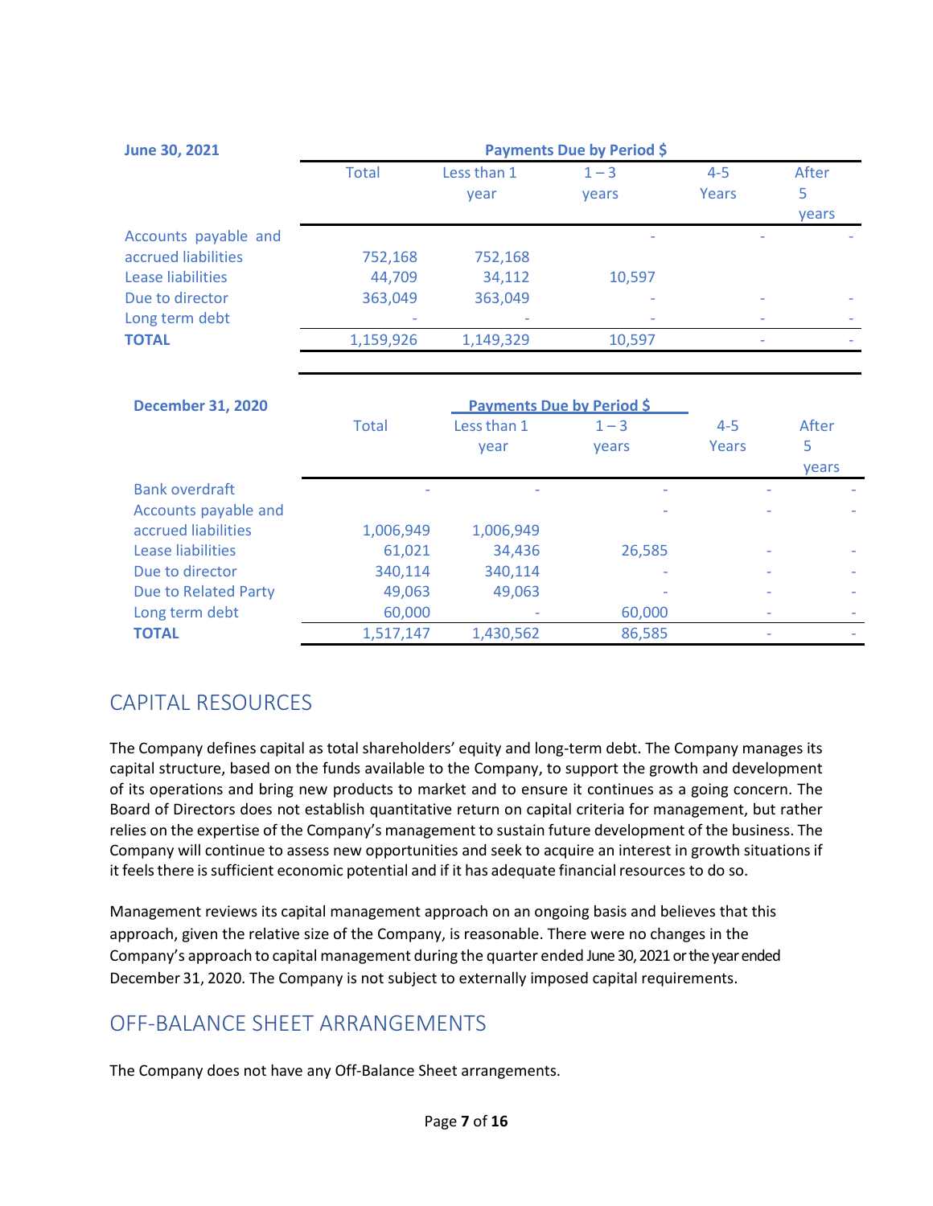| June 30, 2021 | Payments Due by Period $ | | | | |
|---|---|---|---|---|---|
| | Total | Less than 1 year | 1 – 3 years | 4-5 Years | After 5 years |
| Accounts payable and accrued liabilities | 752,168 | 752,168 | - | - | - |
| Lease liabilities | 44,709 | 34,112 | 10,597 | | |
| Due to director | 363,049 | 363,049 | - | - | - |
| Long term debt | - | - | - | - | - |
| **TOTAL** | 1,159,926 | 1,149,329 | 10,597 | - | - |

| December 31, 2020 | | Payments Due by Period $ | | | |
|---|---|---|---|---|---|
| | Total | Less than 1 year | 1 – 3 years | 4-5 Years | After 5 years |
| Bank overdraft | - | - | - | - | - |
| Accounts payable and accrued liabilities | 1,006,949 | 1,006,949 | - | - | - |
| Lease liabilities | 61,021 | 34,436 | 26,585 | - | - |
| Due to director | 340,114 | 340,114 | - | - | - |
| Due to Related Party | 49,063 | 49,063 | - | - | - |
| Long term debt | 60,000 | - | 60,000 | - | - |
| **TOTAL** | 1,517,147 | 1,430,562 | 86,585 | - | - |

## CAPITAL RESOURCES

The Company defines capital as total shareholders' equity and long-term debt. The Company manages its capital structure, based on the funds available to the Company, to support the growth and development of its operations and bring new products to market and to ensure it continues as a going concern. The Board of Directors does not establish quantitative return on capital criteria for management, but rather relies on the expertise of the Company's management to sustain future development of the business. The Company will continue to assess new opportunities and seek to acquire an interest in growth situations if it feels there is sufficient economic potential and if it has adequate financial resources to do so.

Management reviews its capital management approach on an ongoing basis and believes that this approach, given the relative size of the Company, is reasonable. There were no changes in the Company's approach to capital management during the quarter ended June 30, 2021 or the year ended December 31, 2020. The Company is not subject to externally imposed capital requirements.

## OFF-BALANCE SHEET ARRANGEMENTS

The Company does not have any Off-Balance Sheet arrangements.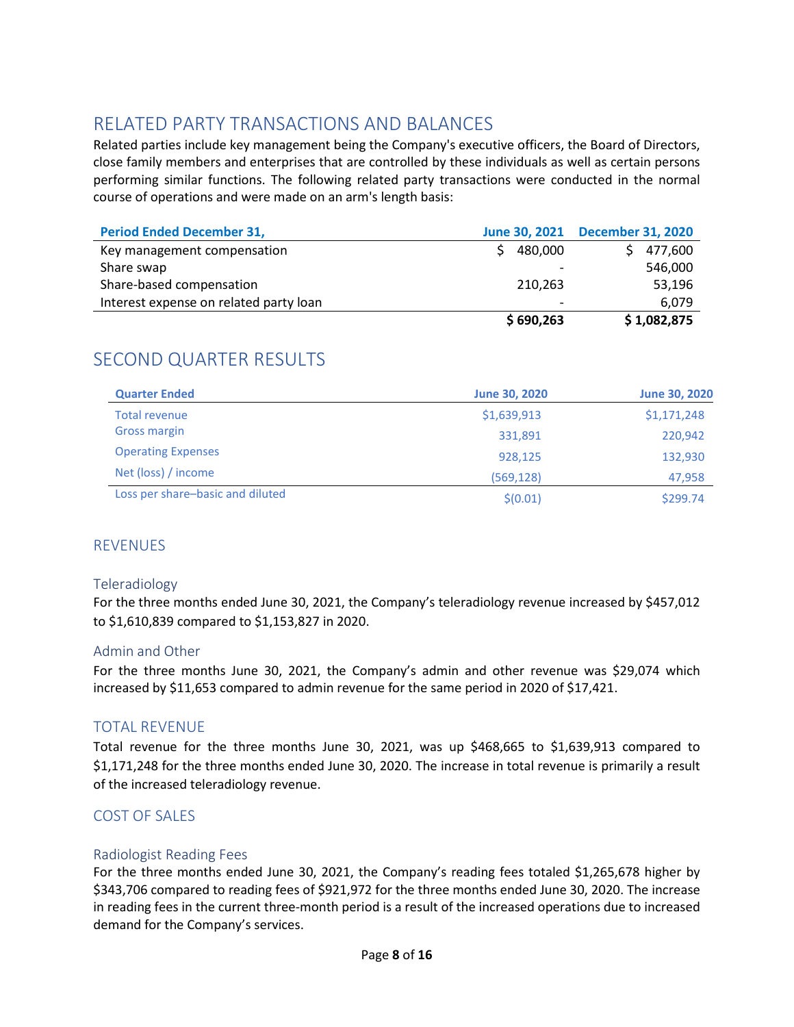## RELATED PARTY TRANSACTIONS AND BALANCES

Related parties include key management being the Company's executive officers, the Board of Directors, close family members and enterprises that are controlled by these individuals as well as certain persons performing similar functions. The following related party transactions were conducted in the normal course of operations and were made on an arm's length basis:

| Period Ended December 31, | June 30, 2021 | December 31, 2020 |
|---|---|---|
| Key management compensation | $ 480,000 | $ 477,600 |
| Share swap | - | 546,000 |
| Share-based compensation | 210,263 | 53,196 |
| Interest expense on related party loan | - | 6,079 |
| | **$ 690,263** | **$ 1,082,875** |

## SECOND QUARTER RESULTS

| Quarter Ended | June 30, 2020 | June 30, 2020 |
|---|---|---|
| Total revenue | $1,639,913 | $1,171,248 |
| Gross margin | 331,891 | 220,942 |
| Operating Expenses | 928,125 | 132,930 |
| Net (loss) / income | (569,128) | 47,958 |
| Loss per share–basic and diluted | $(0.01) | $299.74 |

## REVENUES

### Teleradiology

For the three months ended June 30, 2021, the Company's teleradiology revenue increased by $457,012 to $1,610,839 compared to $1,153,827 in 2020.

### Admin and Other

For the three months June 30, 2021, the Company's admin and other revenue was $29,074 which increased by $11,653 compared to admin revenue for the same period in 2020 of $17,421.

## TOTAL REVENUE

Total revenue for the three months June 30, 2021, was up $468,665 to $1,639,913 compared to $1,171,248 for the three months ended June 30, 2020. The increase in total revenue is primarily a result of the increased teleradiology revenue.

## COST OF SALES

### Radiologist Reading Fees

For the three months ended June 30, 2021, the Company's reading fees totaled $1,265,678 higher by $343,706 compared to reading fees of $921,972 for the three months ended June 30, 2020. The increase in reading fees in the current three-month period is a result of the increased operations due to increased demand for the Company's services.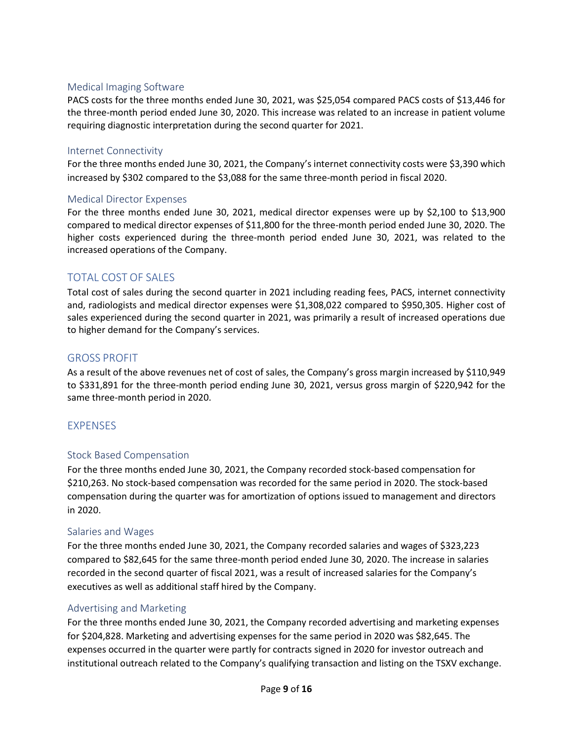### Medical Imaging Software

PACS costs for the three months ended June 30, 2021, was $25,054 compared PACS costs of $13,446 for the three-month period ended June 30, 2020. This increase was related to an increase in patient volume requiring diagnostic interpretation during the second quarter for 2021.

### Internet Connectivity

For the three months ended June 30, 2021, the Company's internet connectivity costs were $3,390 which increased by $302 compared to the $3,088 for the same three-month period in fiscal 2020.

### Medical Director Expenses

For the three months ended June 30, 2021, medical director expenses were up by $2,100 to $13,900 compared to medical director expenses of $11,800 for the three-month period ended June 30, 2020. The higher costs experienced during the three-month period ended June 30, 2021, was related to the increased operations of the Company.

## TOTAL COST OF SALES

Total cost of sales during the second quarter in 2021 including reading fees, PACS, internet connectivity and, radiologists and medical director expenses were $1,308,022 compared to $950,305. Higher cost of sales experienced during the second quarter in 2021, was primarily a result of increased operations due to higher demand for the Company's services.

## GROSS PROFIT

As a result of the above revenues net of cost of sales, the Company's gross margin increased by $110,949 to $331,891 for the three-month period ending June 30, 2021, versus gross margin of $220,942 for the same three-month period in 2020.

## EXPENSES

### Stock Based Compensation

For the three months ended June 30, 2021, the Company recorded stock-based compensation for $210,263. No stock-based compensation was recorded for the same period in 2020. The stock-based compensation during the quarter was for amortization of options issued to management and directors in 2020.

### Salaries and Wages

For the three months ended June 30, 2021, the Company recorded salaries and wages of $323,223 compared to $82,645 for the same three-month period ended June 30, 2020. The increase in salaries recorded in the second quarter of fiscal 2021, was a result of increased salaries for the Company's executives as well as additional staff hired by the Company.

### Advertising and Marketing

For the three months ended June 30, 2021, the Company recorded advertising and marketing expenses for $204,828. Marketing and advertising expenses for the same period in 2020 was $82,645. The expenses occurred in the quarter were partly for contracts signed in 2020 for investor outreach and institutional outreach related to the Company's qualifying transaction and listing on the TSXV exchange.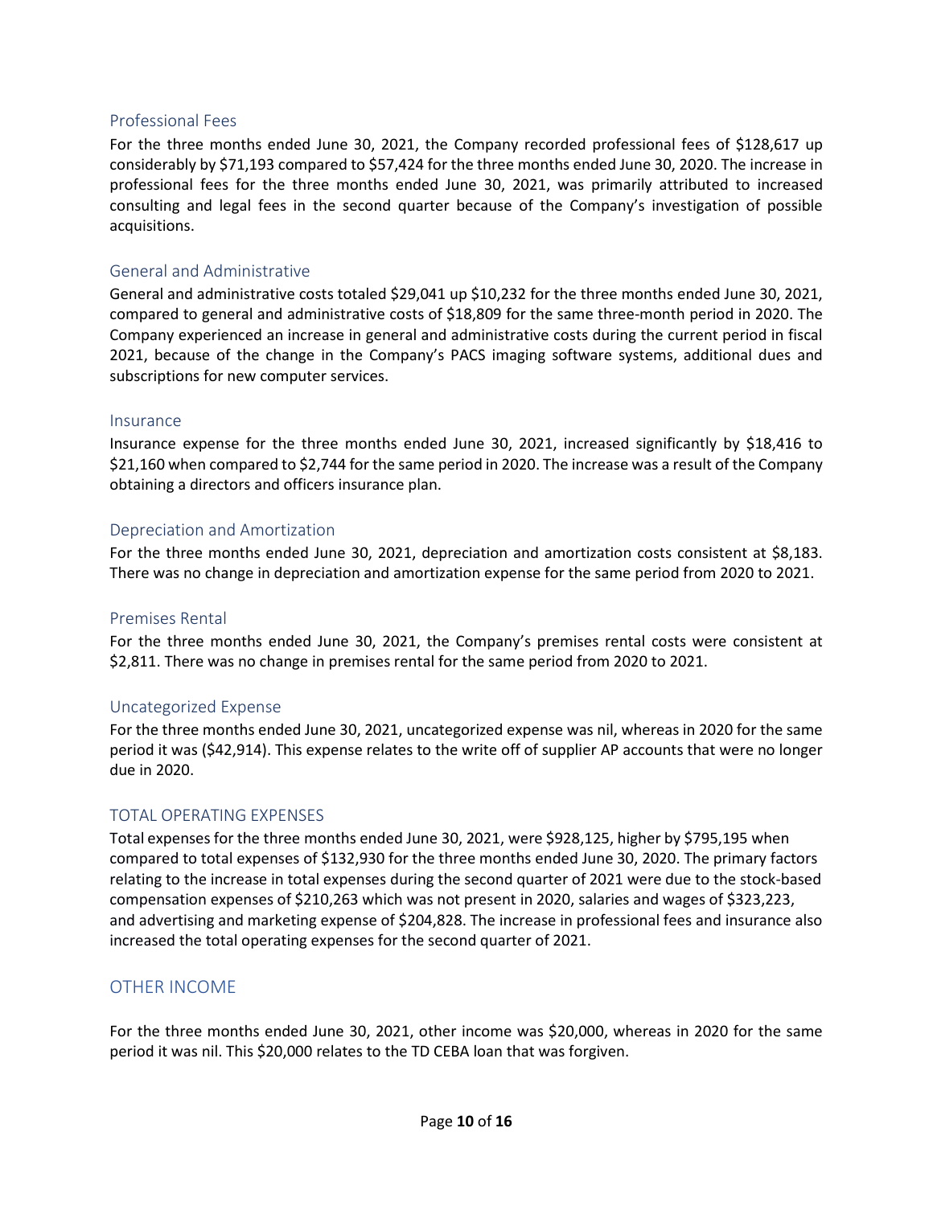### Professional Fees

For the three months ended June 30, 2021, the Company recorded professional fees of $128,617 up considerably by $71,193 compared to $57,424 for the three months ended June 30, 2020. The increase in professional fees for the three months ended June 30, 2021, was primarily attributed to increased consulting and legal fees in the second quarter because of the Company's investigation of possible acquisitions.

### General and Administrative

General and administrative costs totaled $29,041 up $10,232 for the three months ended June 30, 2021, compared to general and administrative costs of $18,809 for the same three-month period in 2020. The Company experienced an increase in general and administrative costs during the current period in fiscal 2021, because of the change in the Company's PACS imaging software systems, additional dues and subscriptions for new computer services.

### Insurance

Insurance expense for the three months ended June 30, 2021, increased significantly by $18,416 to $21,160 when compared to $2,744 for the same period in 2020. The increase was a result of the Company obtaining a directors and officers insurance plan.

### Depreciation and Amortization

For the three months ended June 30, 2021, depreciation and amortization costs consistent at $8,183. There was no change in depreciation and amortization expense for the same period from 2020 to 2021.

### Premises Rental

For the three months ended June 30, 2021, the Company's premises rental costs were consistent at $2,811. There was no change in premises rental for the same period from 2020 to 2021.

### Uncategorized Expense

For the three months ended June 30, 2021, uncategorized expense was nil, whereas in 2020 for the same period it was ($42,914). This expense relates to the write off of supplier AP accounts that were no longer due in 2020.

### TOTAL OPERATING EXPENSES

Total expenses for the three months ended June 30, 2021, were $928,125, higher by $795,195 when compared to total expenses of $132,930 for the three months ended June 30, 2020. The primary factors relating to the increase in total expenses during the second quarter of 2021 were due to the stock-based compensation expenses of $210,263 which was not present in 2020, salaries and wages of $323,223, and advertising and marketing expense of $204,828. The increase in professional fees and insurance also increased the total operating expenses for the second quarter of 2021.

## OTHER INCOME

For the three months ended June 30, 2021, other income was $20,000, whereas in 2020 for the same period it was nil. This $20,000 relates to the TD CEBA loan that was forgiven.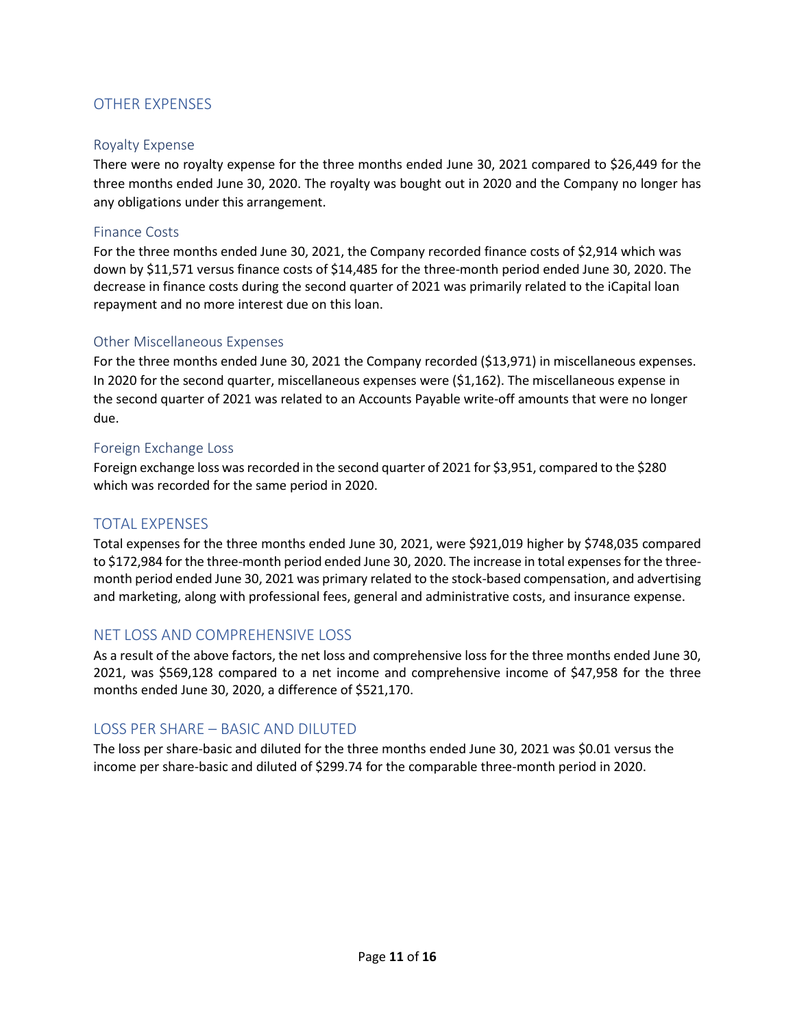## OTHER EXPENSES

### Royalty Expense

There were no royalty expense for the three months ended June 30, 2021 compared to $26,449 for the three months ended June 30, 2020. The royalty was bought out in 2020 and the Company no longer has any obligations under this arrangement.

### Finance Costs

For the three months ended June 30, 2021, the Company recorded finance costs of $2,914 which was down by $11,571 versus finance costs of $14,485 for the three-month period ended June 30, 2020. The decrease in finance costs during the second quarter of 2021 was primarily related to the iCapital loan repayment and no more interest due on this loan.

### Other Miscellaneous Expenses

For the three months ended June 30, 2021 the Company recorded ($13,971) in miscellaneous expenses. In 2020 for the second quarter, miscellaneous expenses were ($1,162). The miscellaneous expense in the second quarter of 2021 was related to an Accounts Payable write-off amounts that were no longer due.

### Foreign Exchange Loss

Foreign exchange loss was recorded in the second quarter of 2021 for $3,951, compared to the $280 which was recorded for the same period in 2020.

## TOTAL EXPENSES

Total expenses for the three months ended June 30, 2021, were $921,019 higher by $748,035 compared to $172,984 for the three-month period ended June 30, 2020. The increase in total expenses for the three-month period ended June 30, 2021 was primary related to the stock-based compensation, and advertising and marketing, along with professional fees, general and administrative costs, and insurance expense.

## NET LOSS AND COMPREHENSIVE LOSS

As a result of the above factors, the net loss and comprehensive loss for the three months ended June 30, 2021, was $569,128 compared to a net income and comprehensive income of $47,958 for the three months ended June 30, 2020, a difference of $521,170.

## LOSS PER SHARE – BASIC AND DILUTED

The loss per share-basic and diluted for the three months ended June 30, 2021 was $0.01 versus the income per share-basic and diluted of $299.74 for the comparable three-month period in 2020.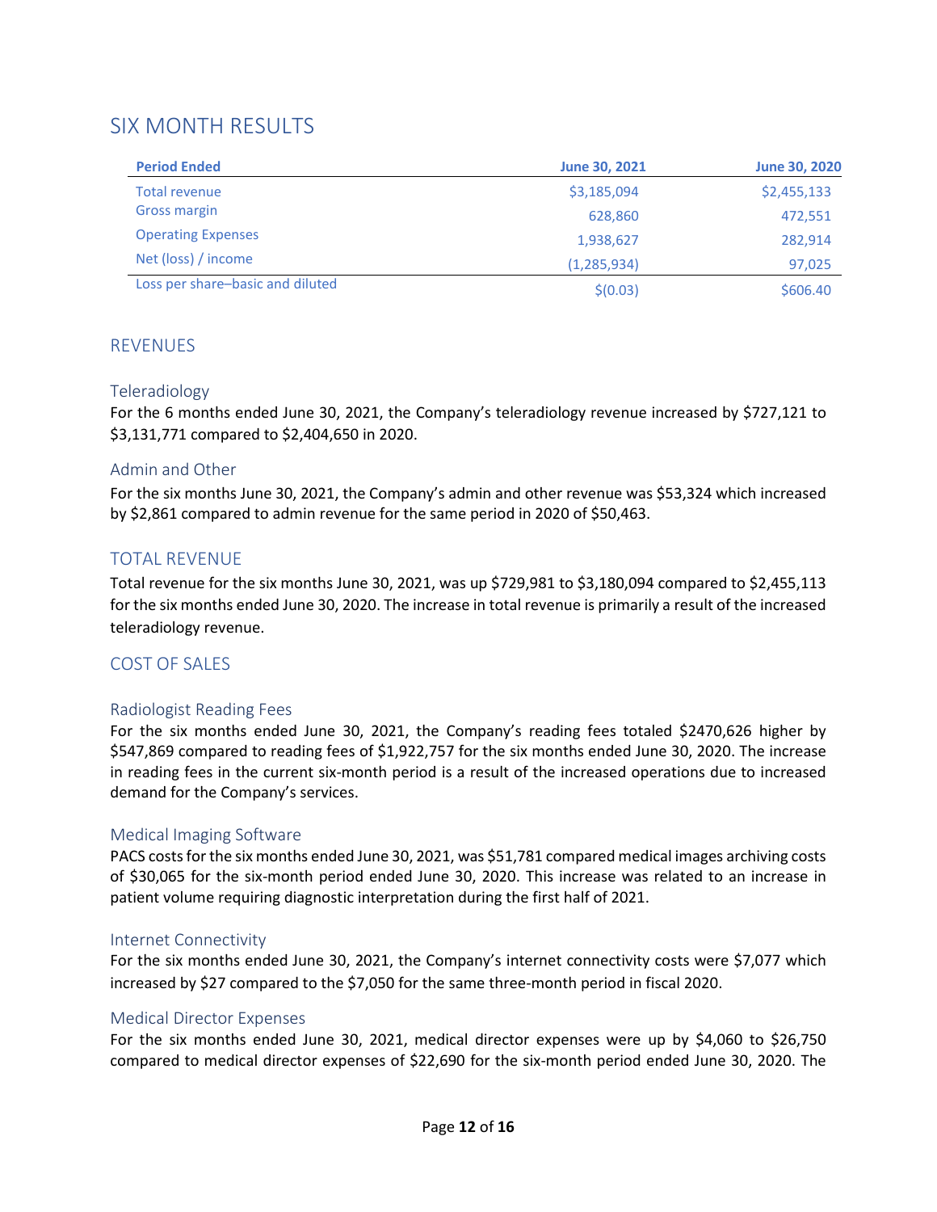# SIX MONTH RESULTS

| Period Ended | June 30, 2021 | June 30, 2020 |
| --- | --- | --- |
| Total revenue | $3,185,094 | $2,455,133 |
| Gross margin | 628,860 | 472,551 |
| Operating Expenses | 1,938,627 | 282,914 |
| Net (loss) / income | (1,285,934) | 97,025 |
| Loss per share–basic and diluted | $(0.03) | $606.40 |

## REVENUES

### Teleradiology

For the 6 months ended June 30, 2021, the Company's teleradiology revenue increased by $727,121 to $3,131,771 compared to $2,404,650 in 2020.

### Admin and Other

For the six months June 30, 2021, the Company's admin and other revenue was $53,324 which increased by $2,861 compared to admin revenue for the same period in 2020 of $50,463.

## TOTAL REVENUE

Total revenue for the six months June 30, 2021, was up $729,981 to $3,180,094 compared to $2,455,113 for the six months ended June 30, 2020. The increase in total revenue is primarily a result of the increased teleradiology revenue.

## COST OF SALES

### Radiologist Reading Fees

For the six months ended June 30, 2021, the Company's reading fees totaled $2470,626 higher by $547,869 compared to reading fees of $1,922,757 for the six months ended June 30, 2020. The increase in reading fees in the current six-month period is a result of the increased operations due to increased demand for the Company's services.

### Medical Imaging Software

PACS costs for the six months ended June 30, 2021, was $51,781 compared medical images archiving costs of $30,065 for the six-month period ended June 30, 2020. This increase was related to an increase in patient volume requiring diagnostic interpretation during the first half of 2021.

### Internet Connectivity

For the six months ended June 30, 2021, the Company's internet connectivity costs were $7,077 which increased by $27 compared to the $7,050 for the same three-month period in fiscal 2020.

### Medical Director Expenses

For the six months ended June 30, 2021, medical director expenses were up by $4,060 to $26,750 compared to medical director expenses of $22,690 for the six-month period ended June 30, 2020. The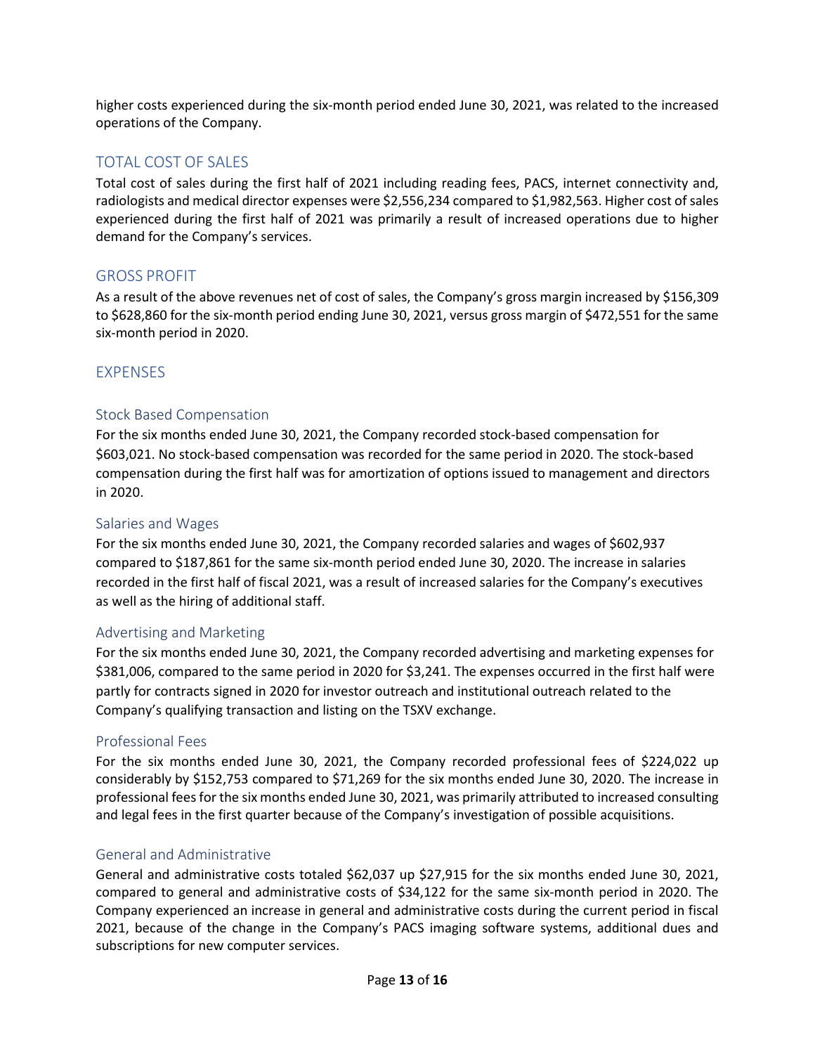higher costs experienced during the six-month period ended June 30, 2021, was related to the increased operations of the Company.

## TOTAL COST OF SALES

Total cost of sales during the first half of 2021 including reading fees, PACS, internet connectivity and, radiologists and medical director expenses were $2,556,234 compared to $1,982,563. Higher cost of sales experienced during the first half of 2021 was primarily a result of increased operations due to higher demand for the Company's services.

## GROSS PROFIT

As a result of the above revenues net of cost of sales, the Company's gross margin increased by $156,309 to $628,860 for the six-month period ending June 30, 2021, versus gross margin of $472,551 for the same six-month period in 2020.

## EXPENSES

### Stock Based Compensation

For the six months ended June 30, 2021, the Company recorded stock-based compensation for $603,021. No stock-based compensation was recorded for the same period in 2020. The stock-based compensation during the first half was for amortization of options issued to management and directors in 2020.

### Salaries and Wages

For the six months ended June 30, 2021, the Company recorded salaries and wages of $602,937 compared to $187,861 for the same six-month period ended June 30, 2020. The increase in salaries recorded in the first half of fiscal 2021, was a result of increased salaries for the Company's executives as well as the hiring of additional staff.

### Advertising and Marketing

For the six months ended June 30, 2021, the Company recorded advertising and marketing expenses for $381,006, compared to the same period in 2020 for $3,241. The expenses occurred in the first half were partly for contracts signed in 2020 for investor outreach and institutional outreach related to the Company's qualifying transaction and listing on the TSXV exchange.

### Professional Fees

For the six months ended June 30, 2021, the Company recorded professional fees of $224,022 up considerably by $152,753 compared to $71,269 for the six months ended June 30, 2020. The increase in professional fees for the six months ended June 30, 2021, was primarily attributed to increased consulting and legal fees in the first quarter because of the Company's investigation of possible acquisitions.

### General and Administrative

General and administrative costs totaled $62,037 up $27,915 for the six months ended June 30, 2021, compared to general and administrative costs of $34,122 for the same six-month period in 2020. The Company experienced an increase in general and administrative costs during the current period in fiscal 2021, because of the change in the Company's PACS imaging software systems, additional dues and subscriptions for new computer services.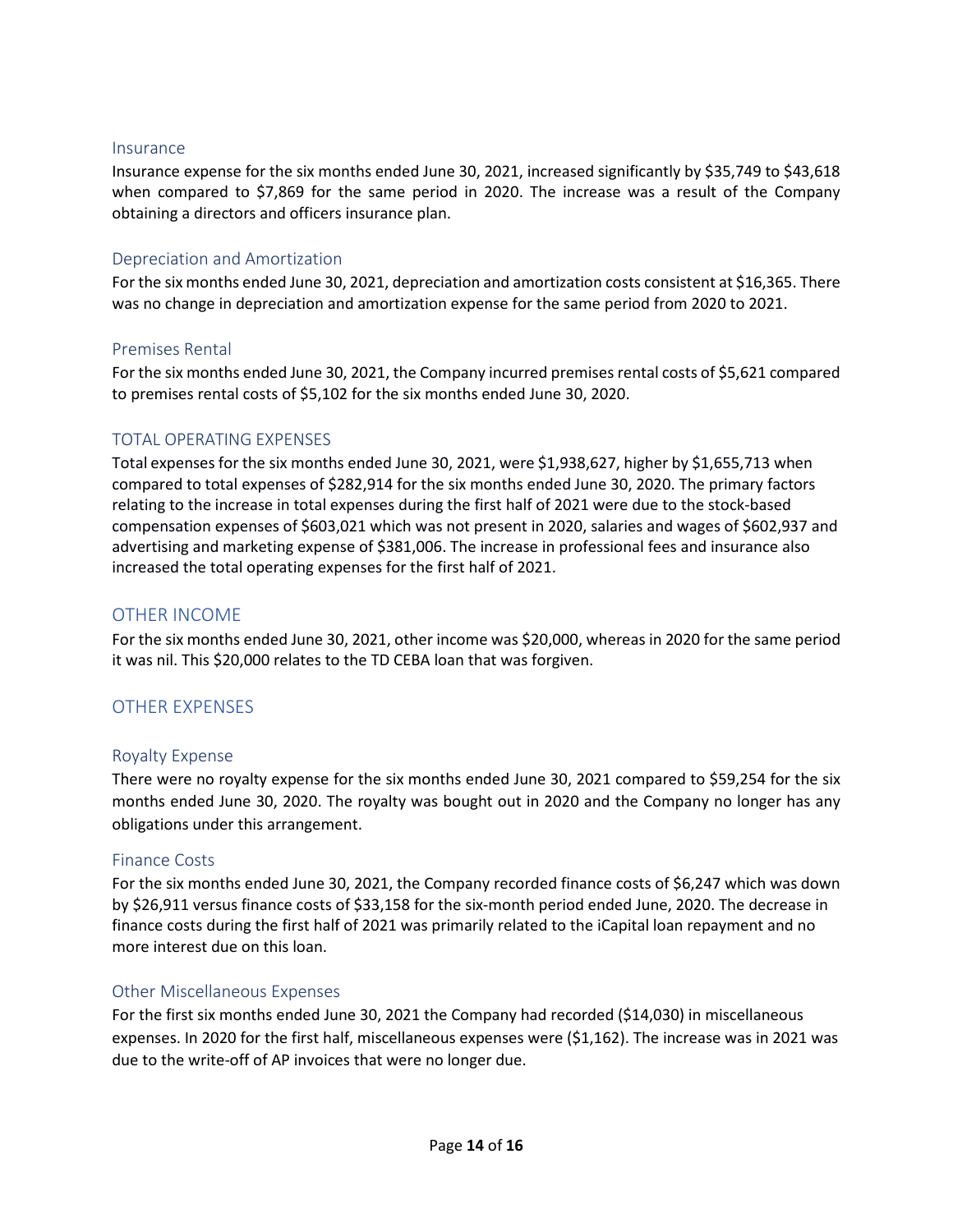### Insurance

Insurance expense for the six months ended June 30, 2021, increased significantly by $35,749 to $43,618 when compared to $7,869 for the same period in 2020. The increase was a result of the Company obtaining a directors and officers insurance plan.

### Depreciation and Amortization

For the six months ended June 30, 2021, depreciation and amortization costs consistent at $16,365. There was no change in depreciation and amortization expense for the same period from 2020 to 2021.

### Premises Rental

For the six months ended June 30, 2021, the Company incurred premises rental costs of $5,621 compared to premises rental costs of $5,102 for the six months ended June 30, 2020.

### TOTAL OPERATING EXPENSES

Total expenses for the six months ended June 30, 2021, were $1,938,627, higher by $1,655,713 when compared to total expenses of $282,914 for the six months ended June 30, 2020. The primary factors relating to the increase in total expenses during the first half of 2021 were due to the stock-based compensation expenses of $603,021 which was not present in 2020, salaries and wages of $602,937 and advertising and marketing expense of $381,006. The increase in professional fees and insurance also increased the total operating expenses for the first half of 2021.

## OTHER INCOME

For the six months ended June 30, 2021, other income was $20,000, whereas in 2020 for the same period it was nil. This $20,000 relates to the TD CEBA loan that was forgiven.

## OTHER EXPENSES

### Royalty Expense

There were no royalty expense for the six months ended June 30, 2021 compared to $59,254 for the six months ended June 30, 2020. The royalty was bought out in 2020 and the Company no longer has any obligations under this arrangement.

### Finance Costs

For the six months ended June 30, 2021, the Company recorded finance costs of $6,247 which was down by $26,911 versus finance costs of $33,158 for the six-month period ended June, 2020. The decrease in finance costs during the first half of 2021 was primarily related to the iCapital loan repayment and no more interest due on this loan.

### Other Miscellaneous Expenses

For the first six months ended June 30, 2021 the Company had recorded ($14,030) in miscellaneous expenses. In 2020 for the first half, miscellaneous expenses were ($1,162). The increase was in 2021 was due to the write-off of AP invoices that were no longer due.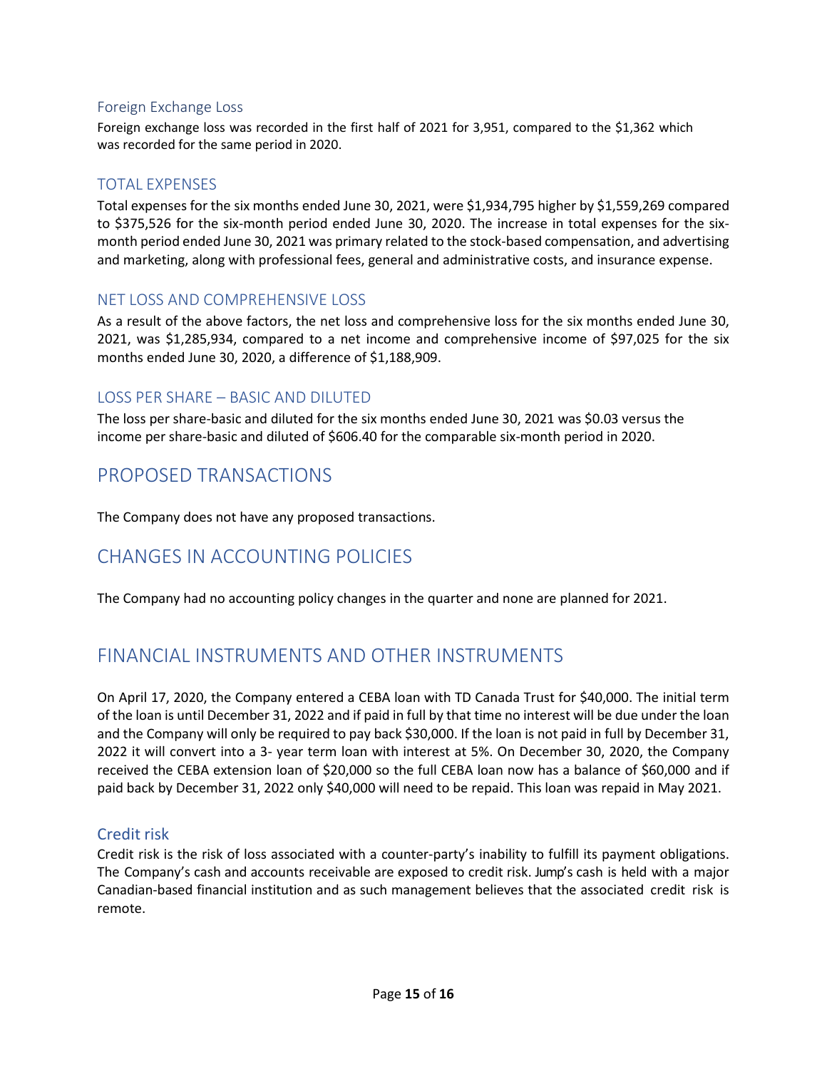### Foreign Exchange Loss

Foreign exchange loss was recorded in the first half of 2021 for 3,951, compared to the $1,362 which was recorded for the same period in 2020.

### TOTAL EXPENSES

Total expenses for the six months ended June 30, 2021, were $1,934,795 higher by $1,559,269 compared to $375,526 for the six-month period ended June 30, 2020. The increase in total expenses for the six-month period ended June 30, 2021 was primary related to the stock-based compensation, and advertising and marketing, along with professional fees, general and administrative costs, and insurance expense.

### NET LOSS AND COMPREHENSIVE LOSS

As a result of the above factors, the net loss and comprehensive loss for the six months ended June 30, 2021, was $1,285,934, compared to a net income and comprehensive income of $97,025 for the six months ended June 30, 2020, a difference of $1,188,909.

### LOSS PER SHARE – BASIC AND DILUTED

The loss per share-basic and diluted for the six months ended June 30, 2021 was $0.03 versus the income per share-basic and diluted of $606.40 for the comparable six-month period in 2020.

## PROPOSED TRANSACTIONS

The Company does not have any proposed transactions.

## CHANGES IN ACCOUNTING POLICIES

The Company had no accounting policy changes in the quarter and none are planned for 2021.

## FINANCIAL INSTRUMENTS AND OTHER INSTRUMENTS

On April 17, 2020, the Company entered a CEBA loan with TD Canada Trust for $40,000. The initial term of the loan is until December 31, 2022 and if paid in full by that time no interest will be due under the loan and the Company will only be required to pay back $30,000. If the loan is not paid in full by December 31, 2022 it will convert into a 3- year term loan with interest at 5%. On December 30, 2020, the Company received the CEBA extension loan of $20,000 so the full CEBA loan now has a balance of $60,000 and if paid back by December 31, 2022 only $40,000 will need to be repaid. This loan was repaid in May 2021.

### Credit risk

Credit risk is the risk of loss associated with a counter-party's inability to fulfill its payment obligations. The Company's cash and accounts receivable are exposed to credit risk. Jump's cash is held with a major Canadian-based financial institution and as such management believes that the associated credit risk is remote.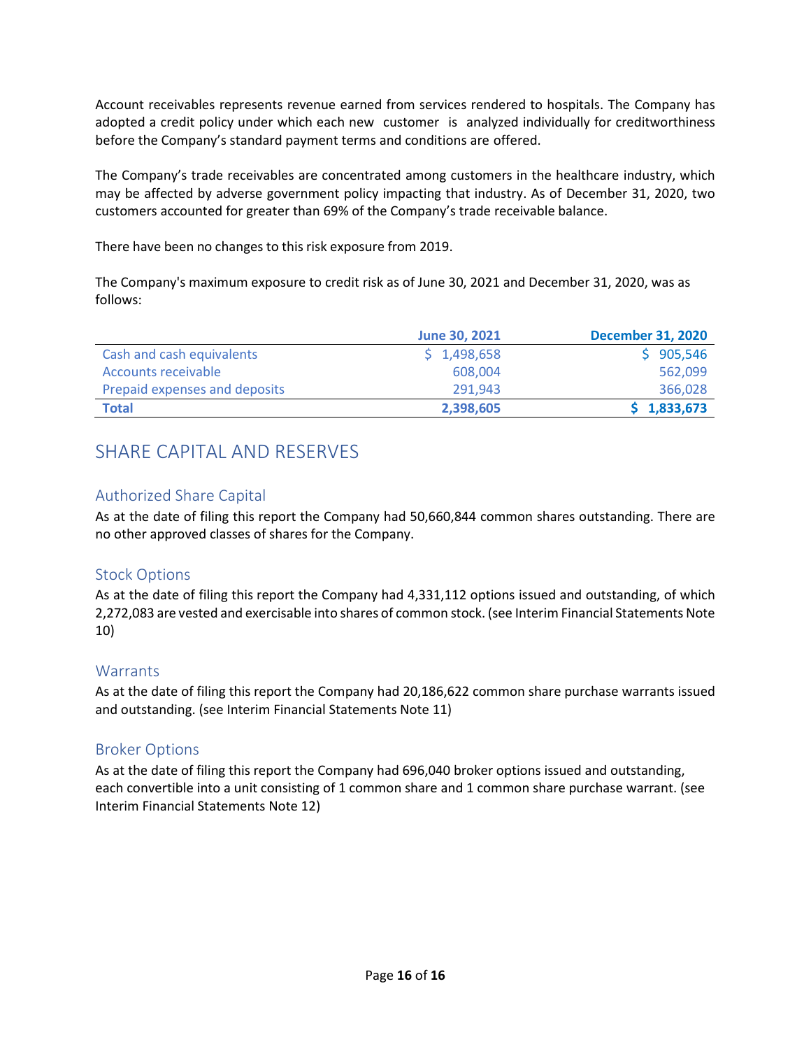Account receivables represents revenue earned from services rendered to hospitals. The Company has adopted a credit policy under which each new customer is analyzed individually for creditworthiness before the Company's standard payment terms and conditions are offered.

The Company's trade receivables are concentrated among customers in the healthcare industry, which may be affected by adverse government policy impacting that industry. As of December 31, 2020, two customers accounted for greater than 69% of the Company's trade receivable balance.

There have been no changes to this risk exposure from 2019.

The Company's maximum exposure to credit risk as of June 30, 2021 and December 31, 2020, was as follows:

| | June 30, 2021 | December 31, 2020 |
|---|---|---|
| Cash and cash equivalents | $ 1,498,658 | $ 905,546 |
| Accounts receivable | 608,004 | 562,099 |
| Prepaid expenses and deposits | 291,943 | 366,028 |
| **Total** | **2,398,605** | **$ 1,833,673** |

# SHARE CAPITAL AND RESERVES

## Authorized Share Capital

As at the date of filing this report the Company had 50,660,844 common shares outstanding. There are no other approved classes of shares for the Company.

## Stock Options

As at the date of filing this report the Company had 4,331,112 options issued and outstanding, of which 2,272,083 are vested and exercisable into shares of common stock. (see Interim Financial Statements Note 10)

## Warrants

As at the date of filing this report the Company had 20,186,622 common share purchase warrants issued and outstanding. (see Interim Financial Statements Note 11)

## Broker Options

As at the date of filing this report the Company had 696,040 broker options issued and outstanding, each convertible into a unit consisting of 1 common share and 1 common share purchase warrant. (see Interim Financial Statements Note 12)